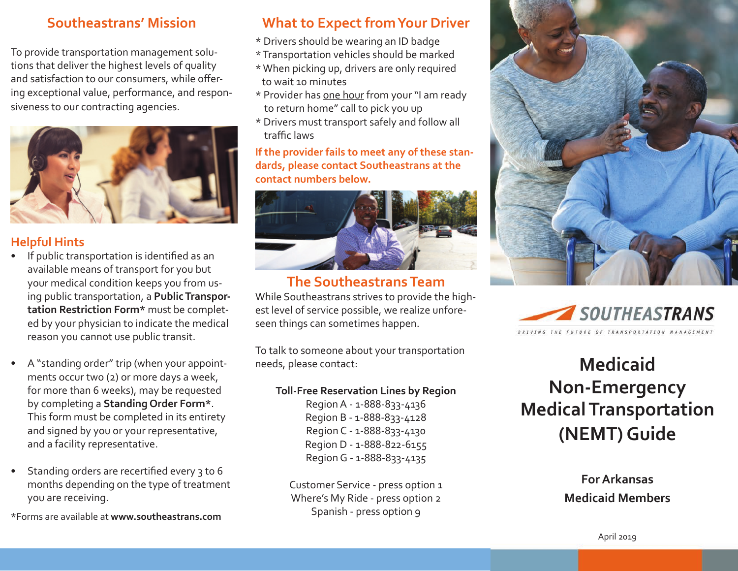## Southeastrans' Mission

To provide transportation management solutions that deliver the highest levels of quality and satisfaction to our consumers, while offering exceptional value, performance, and responsiveness to our contracting agencies.

## Helpful Hints

- If public transportation is identified as an available means of transport for you but your medical condition keeps you from using public transportation, a **Public Transportation Restriction Form*** must be completed by your physician to indicate the medical reason you cannot use public transit.
- A "standing order" trip (when your appointments occur two (2) or more days a week, for more than 6 weeks), may be requested by completing a **Standing Order Form***. This form must be completed in its entirety and signed by you or your representative, and a facility representative.
- Standing orders are recertified every 3 to 6 months depending on the type of treatment you are receiving.

*Forms are available at **www.southeastrans.com**

## What to Expect from Your Driver

* Drivers should be wearing an ID badge
* Transportation vehicles should be marked
* When picking up, drivers are only required to wait 10 minutes
* Provider has one hour from your "I am ready to return home" call to pick you up
* Drivers must transport safely and follow all traffic laws

**If the provider fails to meet any of these standards, please contact Southeastrans at the contact numbers below.**

## The Southeastrans Team

While Southeastrans strives to provide the highest level of service possible, we realize unforeseen things can sometimes happen.

To talk to someone about your transportation needs, please contact:

**Toll-Free Reservation Lines by Region**

Region A - 1-888-833-4136
Region B - 1-888-833-4128
Region C - 1-888-833-4130
Region D - 1-888-822-6155
Region G - 1-888-833-4135

Customer Service - press option 1
Where's My Ride - press option 2
Spanish - press option 9

SOUTHEASTRANS

DRIVING THE FUTURE OF TRANSPORTATION MANAGEMENT

# Medicaid Non-Emergency Medical Transportation (NEMT) Guide

**For Arkansas Medicaid Members**

April 2019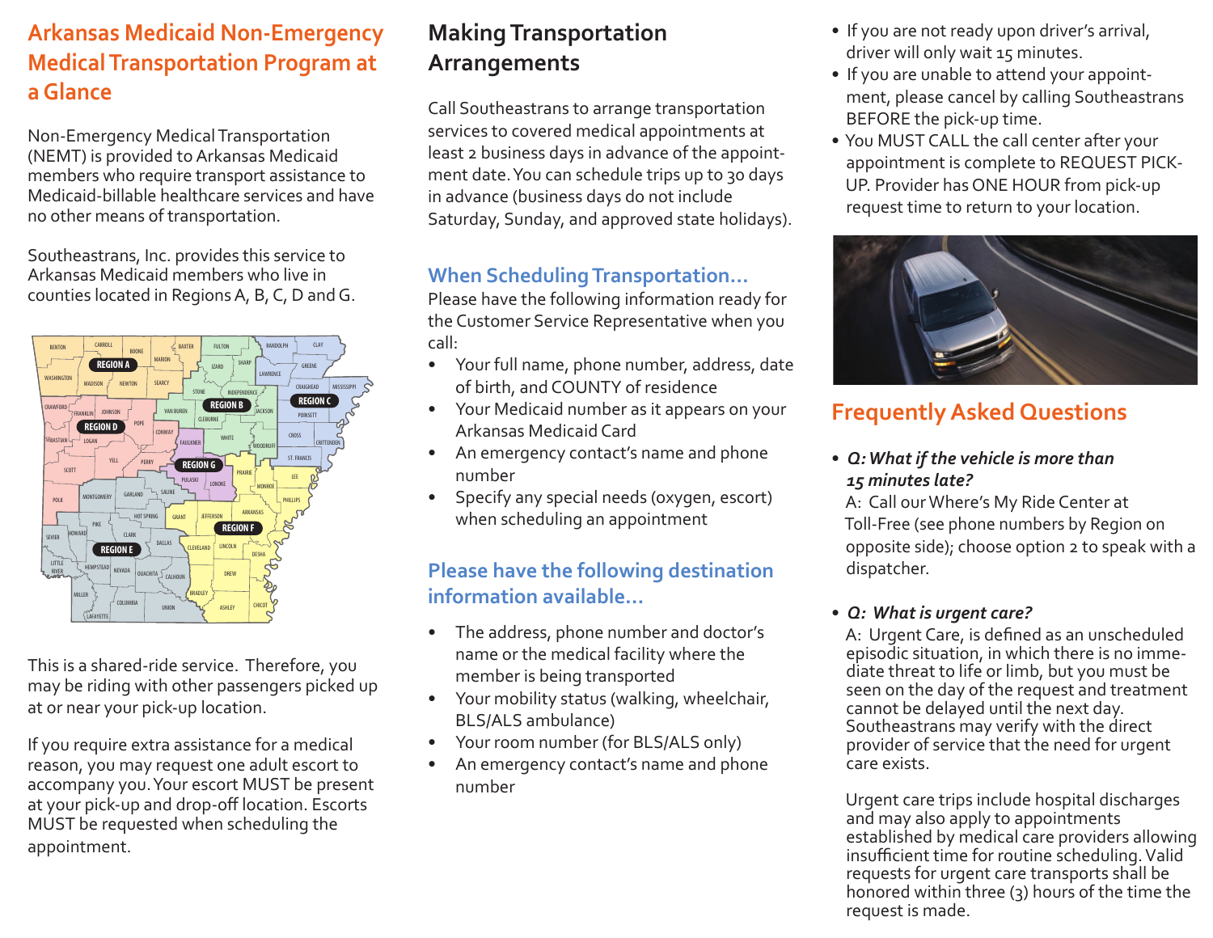## Arkansas Medicaid Non-Emergency Medical Transportation Program at a Glance

Non-Emergency Medical Transportation (NEMT) is provided to Arkansas Medicaid members who require transport assistance to Medicaid-billable healthcare services and have no other means of transportation.

Southeastrans, Inc. provides this service to Arkansas Medicaid members who live in counties located in Regions A, B, C, D and G.

BENTON CARROLL BOONE MARION BAXTER FULTON RANDOLPH CLAY
REGION A
WASHINGTON MADISON NEWTON SEARCY IZARD SHARP LAWRENCE GREENE
STONE INDEPENDENCE CRAIGHEAD MISSISSIPPI
REGION B
REGION C
CRAWFORD FRANKLIN JOHNSON POPE VAN BUREN CLEBURNE JACKSON POINSETT
REGION D
SEBASTIAN LOGAN CONWAY FAULKNER WHITE CROSS CRITTENDEN
WOODRUFF
YELL PERRY
REGION G
ST. FRANCIS
SCOTT PULASKI LONOKE PRAIRIE LEE
MONROE
POLK MONTGOMERY GARLAND SALINE PHILLIPS
HOT SPRING GRANT JEFFERSON ARKANSAS
REGION F
SEVIER HOWARD PIKE CLARK DALLAS CLEVELAND LINCOLN DESHA
REGION E
LITTLE RIVER HEMPSTEAD NEVADA OUACHITA CALHOUN DREW
MILLER COLUMBIA UNION BRADLEY ASHLEY CHICOT
LAFAYETTE

This is a shared-ride service. Therefore, you may be riding with other passengers picked up at or near your pick-up location.

If you require extra assistance for a medical reason, you may request one adult escort to accompany you. Your escort MUST be present at your pick-up and drop-off location. Escorts MUST be requested when scheduling the appointment.

## Making Transportation Arrangements

Call Southeastrans to arrange transportation services to covered medical appointments at least 2 business days in advance of the appointment date. You can schedule trips up to 30 days in advance (business days do not include Saturday, Sunday, and approved state holidays).

### When Scheduling Transportation...

Please have the following information ready for the Customer Service Representative when you call:

- Your full name, phone number, address, date of birth, and COUNTY of residence
- Your Medicaid number as it appears on your Arkansas Medicaid Card
- An emergency contact's name and phone number
- Specify any special needs (oxygen, escort) when scheduling an appointment

### Please have the following destination information available...

- The address, phone number and doctor's name or the medical facility where the member is being transported
- Your mobility status (walking, wheelchair, BLS/ALS ambulance)
- Your room number (for BLS/ALS only)
- An emergency contact's name and phone number

- If you are not ready upon driver's arrival, driver will only wait 15 minutes.
- If you are unable to attend your appointment, please cancel by calling Southeastrans BEFORE the pick-up time.
- You MUST CALL the call center after your appointment is complete to REQUEST PICK-UP. Provider has ONE HOUR from pick-up request time to return to your location.

## Frequently Asked Questions

- ***Q: What if the vehicle is more than 15 minutes late?***
  A: Call our Where's My Ride Center at Toll-Free (see phone numbers by Region on opposite side); choose option 2 to speak with a dispatcher.

- ***Q: What is urgent care?***
  A: Urgent Care, is defined as an unscheduled episodic situation, in which there is no immediate threat to life or limb, but you must be seen on the day of the request and treatment cannot be delayed until the next day. Southeastrans may verify with the direct provider of service that the need for urgent care exists.

  Urgent care trips include hospital discharges and may also apply to appointments established by medical care providers allowing insufficient time for routine scheduling. Valid requests for urgent care transports shall be honored within three (3) hours of the time the request is made.